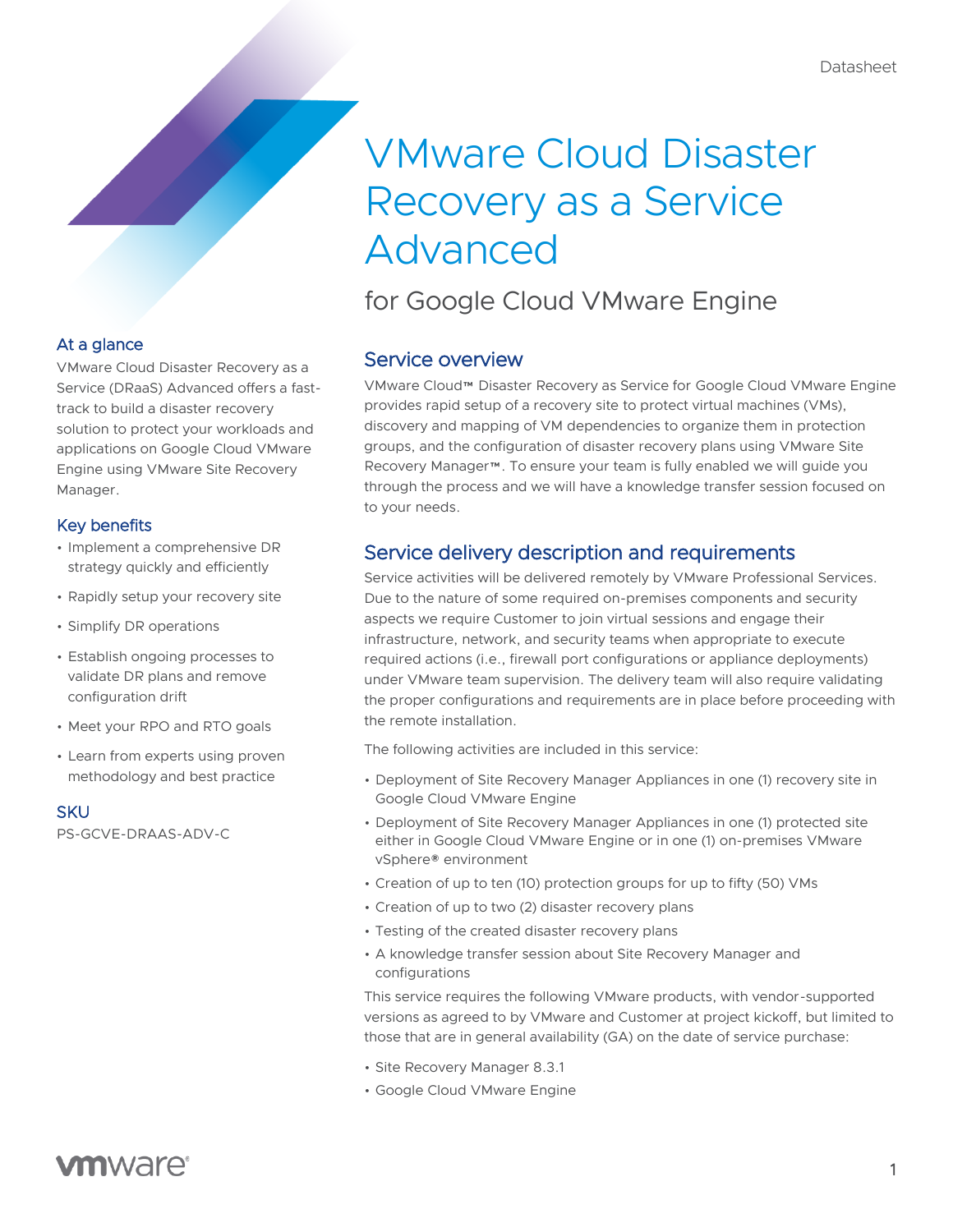Datasheet

# VMware Cloud Disaster Recovery as a Service Advanced

## for Google Cloud VMware Engine

### At a glance

VMware Cloud Disaster Recovery as a Service (DRaaS) Advanced offers a fast-track to build a disaster recovery solution to protect your workloads and applications on Google Cloud VMware Engine using VMware Site Recovery Manager.

### Key benefits

- Implement a comprehensive DR strategy quickly and efficiently
- Rapidly setup your recovery site
- Simplify DR operations
- Establish ongoing processes to validate DR plans and remove configuration drift
- Meet your RPO and RTO goals
- Learn from experts using proven methodology and best practice

### SKU

PS-GCVE-DRAAS-ADV-C

## Service overview

VMware Cloud™ Disaster Recovery as Service for Google Cloud VMware Engine provides rapid setup of a recovery site to protect virtual machines (VMs), discovery and mapping of VM dependencies to organize them in protection groups, and the configuration of disaster recovery plans using VMware Site Recovery Manager™. To ensure your team is fully enabled we will guide you through the process and we will have a knowledge transfer session focused on to your needs.

## Service delivery description and requirements

Service activities will be delivered remotely by VMware Professional Services. Due to the nature of some required on-premises components and security aspects we require Customer to join virtual sessions and engage their infrastructure, network, and security teams when appropriate to execute required actions (i.e., firewall port configurations or appliance deployments) under VMware team supervision. The delivery team will also require validating the proper configurations and requirements are in place before proceeding with the remote installation.

The following activities are included in this service:

- Deployment of Site Recovery Manager Appliances in one (1) recovery site in Google Cloud VMware Engine
- Deployment of Site Recovery Manager Appliances in one (1) protected site either in Google Cloud VMware Engine or in one (1) on-premises VMware vSphere® environment
- Creation of up to ten (10) protection groups for up to fifty (50) VMs
- Creation of up to two (2) disaster recovery plans
- Testing of the created disaster recovery plans
- A knowledge transfer session about Site Recovery Manager and configurations

This service requires the following VMware products, with vendor-supported versions as agreed to by VMware and Customer at project kickoff, but limited to those that are in general availability (GA) on the date of service purchase:

- Site Recovery Manager 8.3.1
- Google Cloud VMware Engine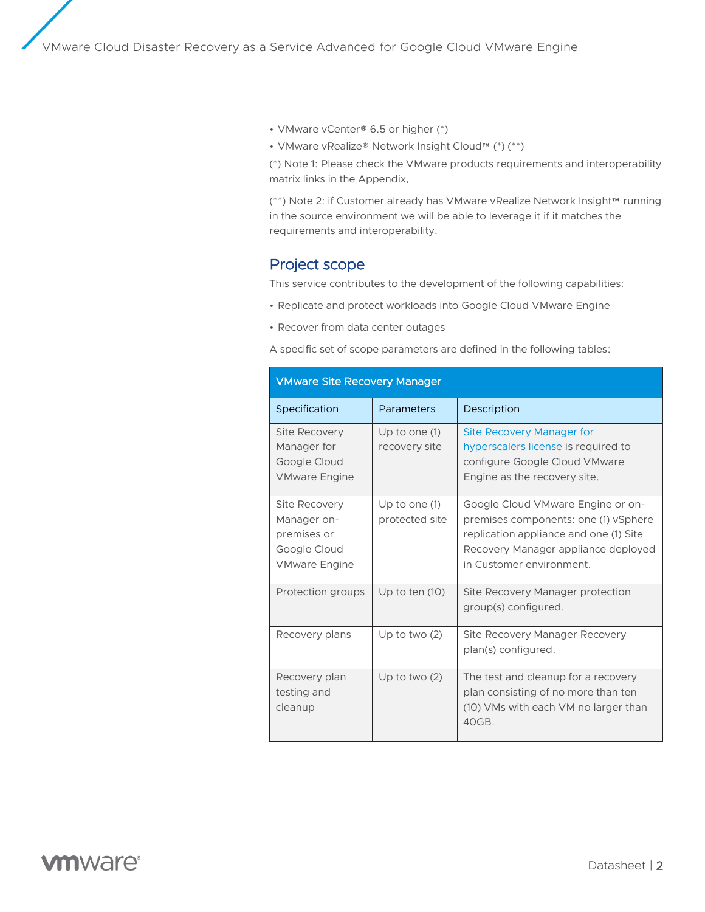- VMware vCenter® 6.5 or higher (*)
- VMware vRealize® Network Insight Cloud™ (*) (**)

(*) Note 1: Please check the VMware products requirements and interoperability matrix links in the Appendix.

(**) Note 2: if Customer already has VMware vRealize Network Insight™ running in the source environment we will be able to leverage it if it matches the requirements and interoperability.

## Project scope

This service contributes to the development of the following capabilities:

- Replicate and protect workloads into Google Cloud VMware Engine
- Recover from data center outages

A specific set of scope parameters are defined in the following tables:

| VMware Site Recovery Manager | | |
|---|---|---|
| **Specification** | **Parameters** | **Description** |
| Site Recovery Manager for Google Cloud VMware Engine | Up to one (1) recovery site | Site Recovery Manager for hyperscalers license is required to configure Google Cloud VMware Engine as the recovery site. |
| Site Recovery Manager on-premises or Google Cloud VMware Engine | Up to one (1) protected site | Google Cloud VMware Engine or on-premises components: one (1) vSphere replication appliance and one (1) Site Recovery Manager appliance deployed in Customer environment. |
| Protection groups | Up to ten (10) | Site Recovery Manager protection group(s) configured. |
| Recovery plans | Up to two (2) | Site Recovery Manager Recovery plan(s) configured. |
| Recovery plan testing and cleanup | Up to two (2) | The test and cleanup for a recovery plan consisting of no more than ten (10) VMs with each VM no larger than 40GB. |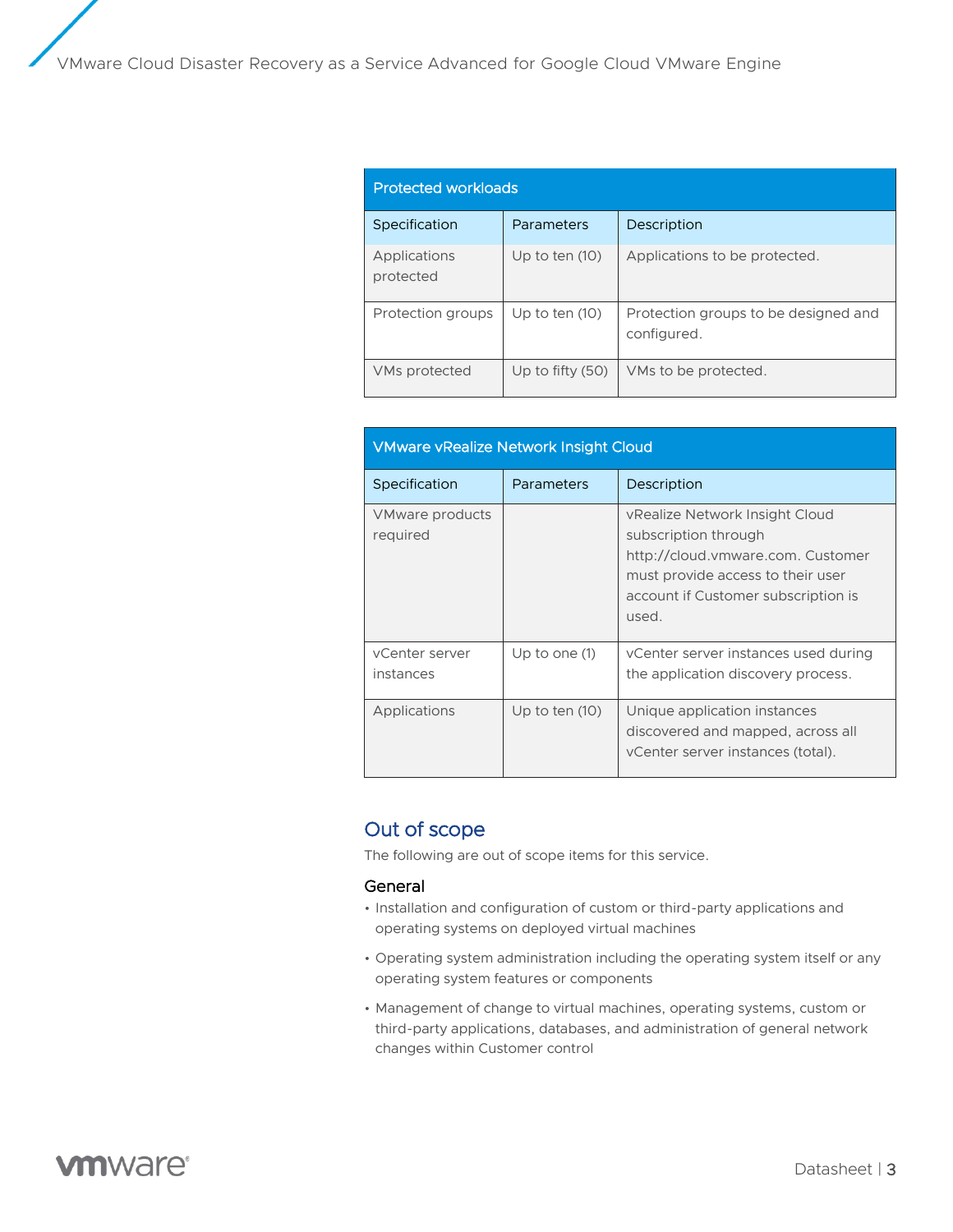| Protected workloads | | |
|---|---|---|
| Specification | Parameters | Description |
| Applications protected | Up to ten (10) | Applications to be protected. |
| Protection groups | Up to ten (10) | Protection groups to be designed and configured. |
| VMs protected | Up to fifty (50) | VMs to be protected. |

| VMware vRealize Network Insight Cloud | | |
|---|---|---|
| Specification | Parameters | Description |
| VMware products required | | vRealize Network Insight Cloud subscription through http://cloud.vmware.com. Customer must provide access to their user account if Customer subscription is used. |
| vCenter server instances | Up to one (1) | vCenter server instances used during the application discovery process. |
| Applications | Up to ten (10) | Unique application instances discovered and mapped, across all vCenter server instances (total). |

## Out of scope

The following are out of scope items for this service.

### General

- Installation and configuration of custom or third-party applications and operating systems on deployed virtual machines
- Operating system administration including the operating system itself or any operating system features or components
- Management of change to virtual machines, operating systems, custom or third-party applications, databases, and administration of general network changes within Customer control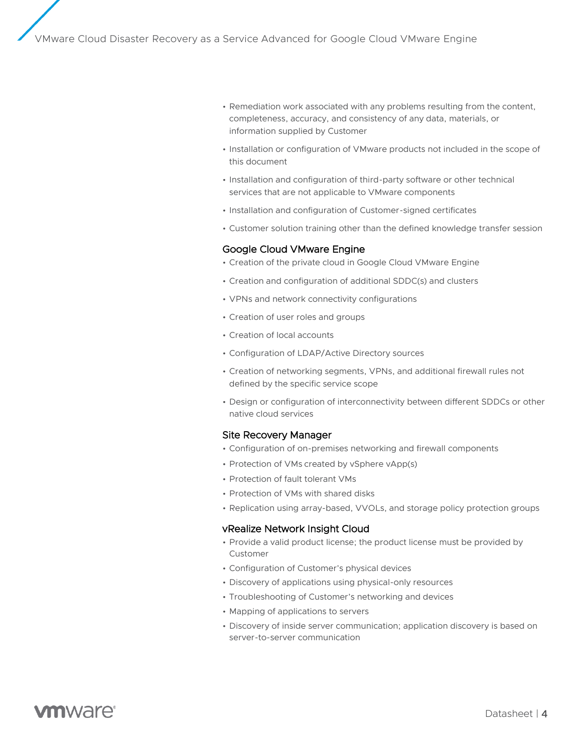- Remediation work associated with any problems resulting from the content, completeness, accuracy, and consistency of any data, materials, or information supplied by Customer
- Installation or configuration of VMware products not included in the scope of this document
- Installation and configuration of third-party software or other technical services that are not applicable to VMware components
- Installation and configuration of Customer-signed certificates
- Customer solution training other than the defined knowledge transfer session

### Google Cloud VMware Engine

- Creation of the private cloud in Google Cloud VMware Engine
- Creation and configuration of additional SDDC(s) and clusters
- VPNs and network connectivity configurations
- Creation of user roles and groups
- Creation of local accounts
- Configuration of LDAP/Active Directory sources
- Creation of networking segments, VPNs, and additional firewall rules not defined by the specific service scope
- Design or configuration of interconnectivity between different SDDCs or other native cloud services

### Site Recovery Manager

- Configuration of on-premises networking and firewall components
- Protection of VMs created by vSphere vApp(s)
- Protection of fault tolerant VMs
- Protection of VMs with shared disks
- Replication using array-based, VVOLs, and storage policy protection groups

### vRealize Network Insight Cloud

- Provide a valid product license; the product license must be provided by Customer
- Configuration of Customer's physical devices
- Discovery of applications using physical-only resources
- Troubleshooting of Customer's networking and devices
- Mapping of applications to servers
- Discovery of inside server communication; application discovery is based on server-to-server communication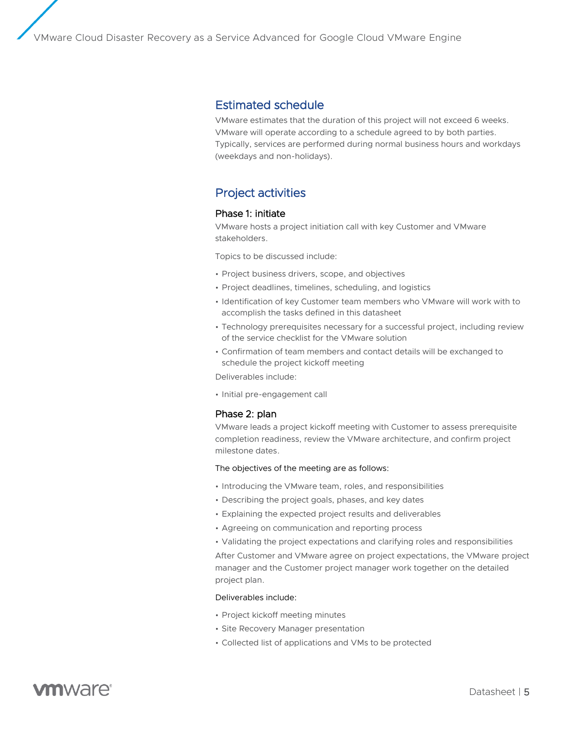## Estimated schedule

VMware estimates that the duration of this project will not exceed 6 weeks. VMware will operate according to a schedule agreed to by both parties. Typically, services are performed during normal business hours and workdays (weekdays and non-holidays).

## Project activities

### Phase 1: initiate

VMware hosts a project initiation call with key Customer and VMware stakeholders.

Topics to be discussed include:

- Project business drivers, scope, and objectives
- Project deadlines, timelines, scheduling, and logistics
- Identification of key Customer team members who VMware will work with to accomplish the tasks defined in this datasheet
- Technology prerequisites necessary for a successful project, including review of the service checklist for the VMware solution
- Confirmation of team members and contact details will be exchanged to schedule the project kickoff meeting

Deliverables include:

- Initial pre-engagement call

### Phase 2: plan

VMware leads a project kickoff meeting with Customer to assess prerequisite completion readiness, review the VMware architecture, and confirm project milestone dates.

The objectives of the meeting are as follows:

- Introducing the VMware team, roles, and responsibilities
- Describing the project goals, phases, and key dates
- Explaining the expected project results and deliverables
- Agreeing on communication and reporting process
- Validating the project expectations and clarifying roles and responsibilities

After Customer and VMware agree on project expectations, the VMware project manager and the Customer project manager work together on the detailed project plan.

Deliverables include:

- Project kickoff meeting minutes
- Site Recovery Manager presentation
- Collected list of applications and VMs to be protected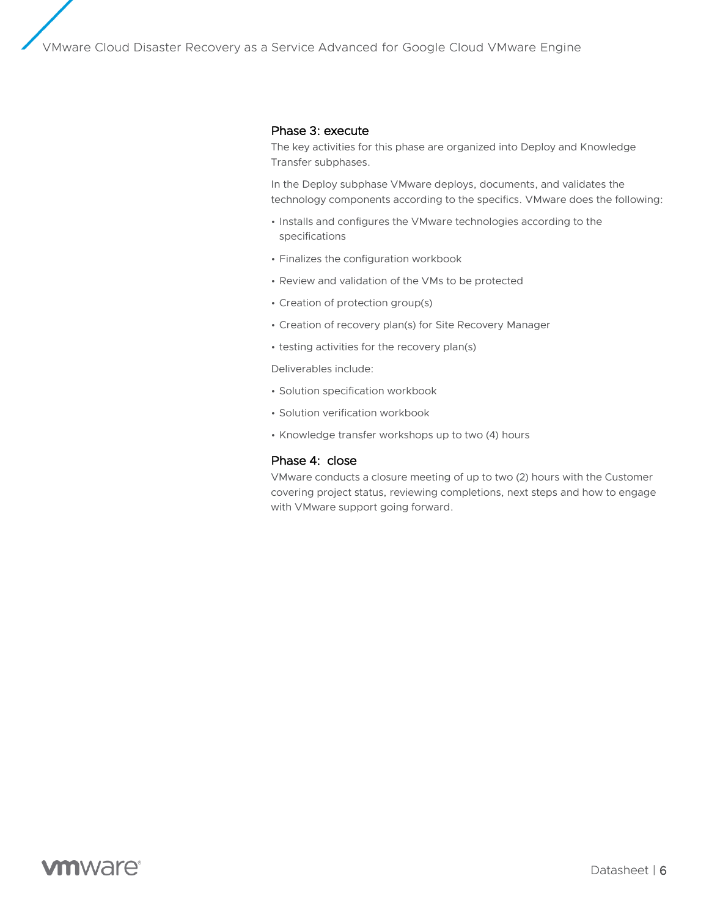### Phase 3: execute

The key activities for this phase are organized into Deploy and Knowledge Transfer subphases.

In the Deploy subphase VMware deploys, documents, and validates the technology components according to the specifics. VMware does the following:

- Installs and configures the VMware technologies according to the specifications
- Finalizes the configuration workbook
- Review and validation of the VMs to be protected
- Creation of protection group(s)
- Creation of recovery plan(s) for Site Recovery Manager
- testing activities for the recovery plan(s)

Deliverables include:

- Solution specification workbook
- Solution verification workbook
- Knowledge transfer workshops up to two (4) hours

### Phase 4: close

VMware conducts a closure meeting of up to two (2) hours with the Customer covering project status, reviewing completions, next steps and how to engage with VMware support going forward.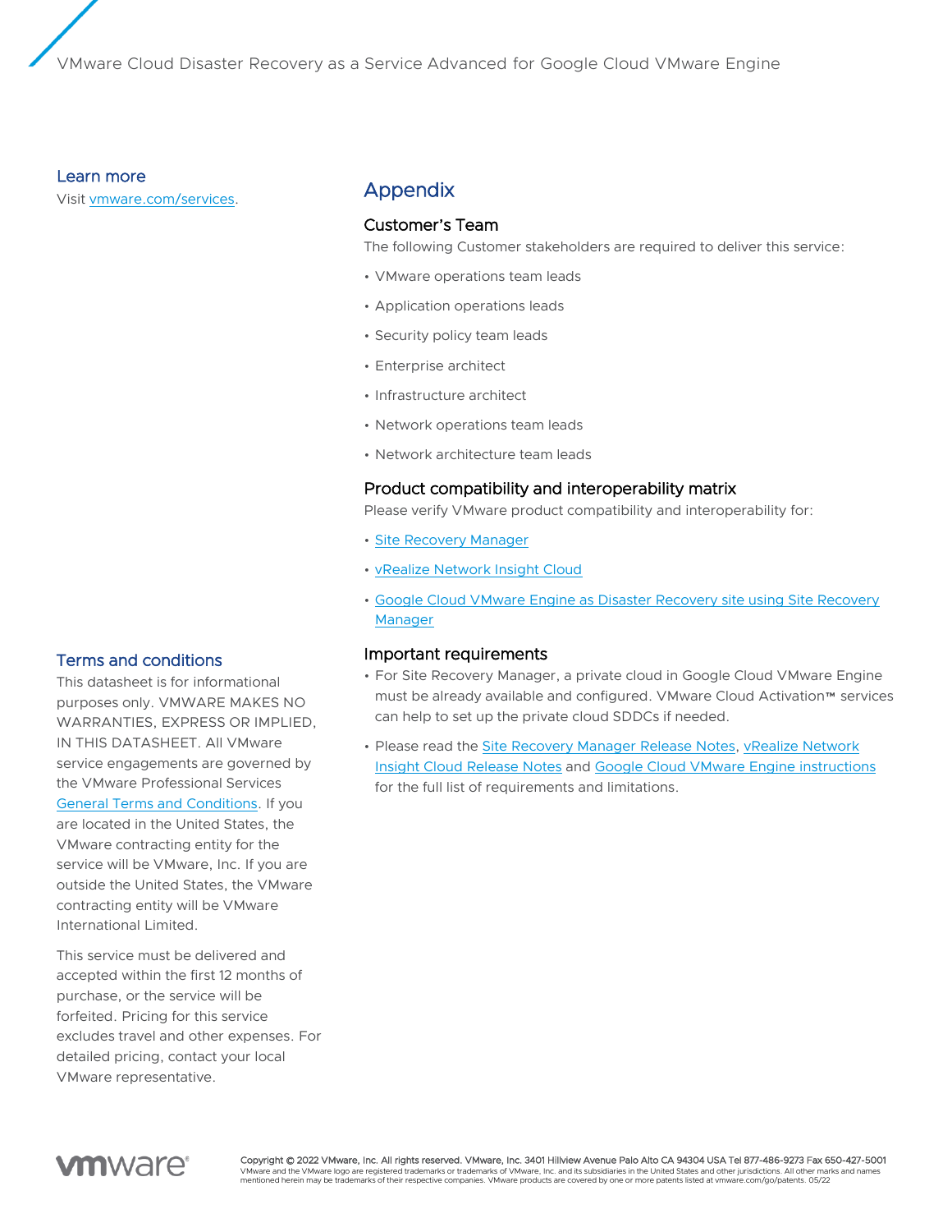## Learn more

Visit vmware.com/services.

## Terms and conditions

This datasheet is for informational purposes only. VMWARE MAKES NO WARRANTIES, EXPRESS OR IMPLIED, IN THIS DATASHEET. All VMware service engagements are governed by the VMware Professional Services General Terms and Conditions. If you are located in the United States, the VMware contracting entity for the service will be VMware, Inc. If you are outside the United States, the VMware contracting entity will be VMware International Limited.

This service must be delivered and accepted within the first 12 months of purchase, or the service will be forfeited. Pricing for this service excludes travel and other expenses. For detailed pricing, contact your local VMware representative.

# Appendix

### Customer's Team

The following Customer stakeholders are required to deliver this service:

- VMware operations team leads
- Application operations leads
- Security policy team leads
- Enterprise architect
- Infrastructure architect
- Network operations team leads
- Network architecture team leads

### Product compatibility and interoperability matrix

Please verify VMware product compatibility and interoperability for:

- Site Recovery Manager
- vRealize Network Insight Cloud
- Google Cloud VMware Engine as Disaster Recovery site using Site Recovery Manager

### Important requirements

- For Site Recovery Manager, a private cloud in Google Cloud VMware Engine must be already available and configured. VMware Cloud Activation™ services can help to set up the private cloud SDDCs if needed.
- Please read the Site Recovery Manager Release Notes, vRealize Network Insight Cloud Release Notes and Google Cloud VMware Engine instructions for the full list of requirements and limitations.

Copyright © 2022 VMware, Inc. All rights reserved. VMware, Inc. 3401 Hillview Avenue Palo Alto CA 94304 USA Tel 877-486-9273 Fax 650-427-5001 VMware and the VMware logo are registered trademarks or trademarks of VMware, Inc. and its subsidiaries in the United States and other jurisdictions. All other marks and names mentioned herein may be trademarks of their respective companies. VMware products are covered by one or more patents listed at vmware.com/go/patents. 05/22